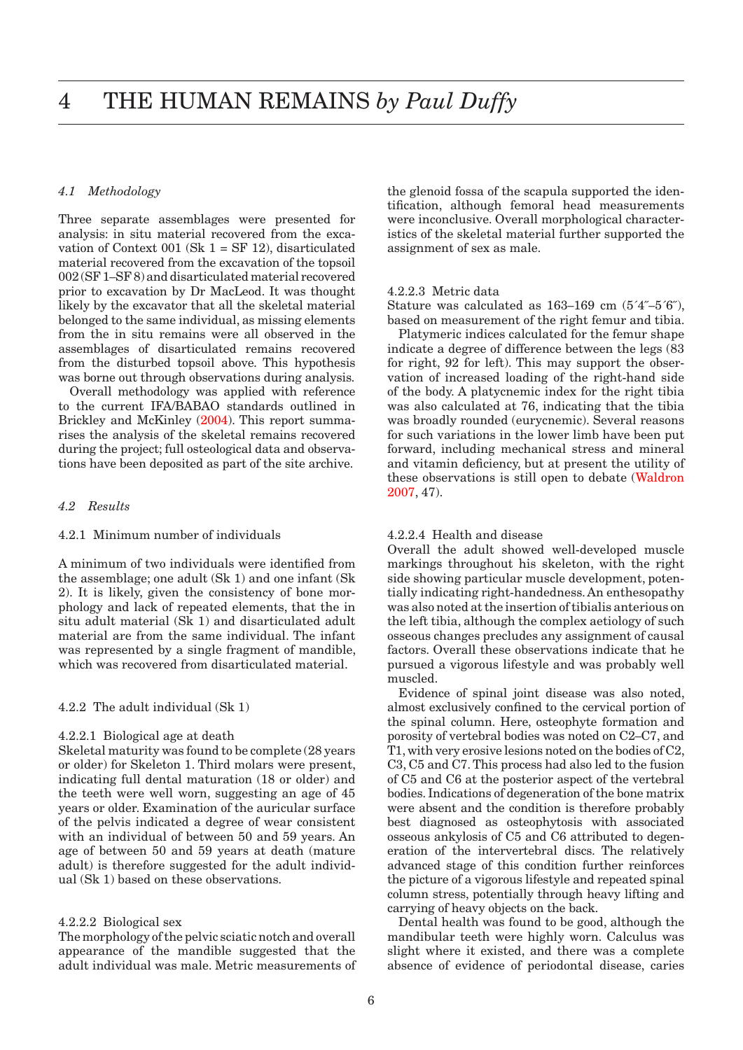# 4 THE HUMAN REMAINS *by Paul Duffy*

### *4.1 Methodology*

Three separate assemblages were presented for analysis: in situ material recovered from the excavation of Context 001 (Sk 1 = SF 12), disarticulated material recovered from the excavation of the topsoil 002 (SF 1–SF 8) and disarticulated material recovered prior to excavation by Dr MacLeod. It was thought likely by the excavator that all the skeletal material belonged to the same individual, as missing elements from the in situ remains were all observed in the assemblages of disarticulated remains recovered from the disturbed topsoil above. This hypothesis was borne out through observations during analysis.

Overall methodology was applied with reference to the current IFA/BABAO standards outlined in Brickley and McKinley (2004). This report summarises the analysis of the skeletal remains recovered during the project; full osteological data and observations have been deposited as part of the site archive.

### *4.2 Results*

#### 4.2.1 Minimum number of individuals

A minimum of two individuals were identified from the assemblage; one adult (Sk 1) and one infant (Sk 2). It is likely, given the consistency of bone morphology and lack of repeated elements, that the in situ adult material (Sk 1) and disarticulated adult material are from the same individual. The infant was represented by a single fragment of mandible, which was recovered from disarticulated material.

#### 4.2.2 The adult individual (Sk 1)

##### 4.2.2.1 Biological age at death

Skeletal maturity was found to be complete (28 years or older) for Skeleton 1. Third molars were present, indicating full dental maturation (18 or older) and the teeth were well worn, suggesting an age of 45 years or older. Examination of the auricular surface of the pelvis indicated a degree of wear consistent with an individual of between 50 and 59 years. An age of between 50 and 59 years at death (mature adult) is therefore suggested for the adult individual (Sk 1) based on these observations.

##### 4.2.2.2 Biological sex

The morphology of the pelvic sciatic notch and overall appearance of the mandible suggested that the adult individual was male. Metric measurements of the glenoid fossa of the scapula supported the identification, although femoral head measurements were inconclusive. Overall morphological characteristics of the skeletal material further supported the assignment of sex as male.

##### 4.2.2.3 Metric data

Stature was calculated as 163–169 cm (5´4˝–5´6˝), based on measurement of the right femur and tibia.

Platymeric indices calculated for the femur shape indicate a degree of difference between the legs (83 for right, 92 for left). This may support the observation of increased loading of the right-hand side of the body. A platycnemic index for the right tibia was also calculated at 76, indicating that the tibia was broadly rounded (eurycnemic). Several reasons for such variations in the lower limb have been put forward, including mechanical stress and mineral and vitamin deficiency, but at present the utility of these observations is still open to debate (Waldron 2007, 47).

##### 4.2.2.4 Health and disease

Overall the adult showed well-developed muscle markings throughout his skeleton, with the right side showing particular muscle development, potentially indicating right-handedness. An enthesopathy was also noted at the insertion of tibialis anterious on the left tibia, although the complex aetiology of such osseous changes precludes any assignment of causal factors. Overall these observations indicate that he pursued a vigorous lifestyle and was probably well muscled.

Evidence of spinal joint disease was also noted, almost exclusively confined to the cervical portion of the spinal column. Here, osteophyte formation and porosity of vertebral bodies was noted on C2–C7, and T1, with very erosive lesions noted on the bodies of C2, C3, C5 and C7. This process had also led to the fusion of C5 and C6 at the posterior aspect of the vertebral bodies. Indications of degeneration of the bone matrix were absent and the condition is therefore probably best diagnosed as osteophytosis with associated osseous ankylosis of C5 and C6 attributed to degeneration of the intervertebral discs. The relatively advanced stage of this condition further reinforces the picture of a vigorous lifestyle and repeated spinal column stress, potentially through heavy lifting and carrying of heavy objects on the back.

Dental health was found to be good, although the mandibular teeth were highly worn. Calculus was slight where it existed, and there was a complete absence of evidence of periodontal disease, caries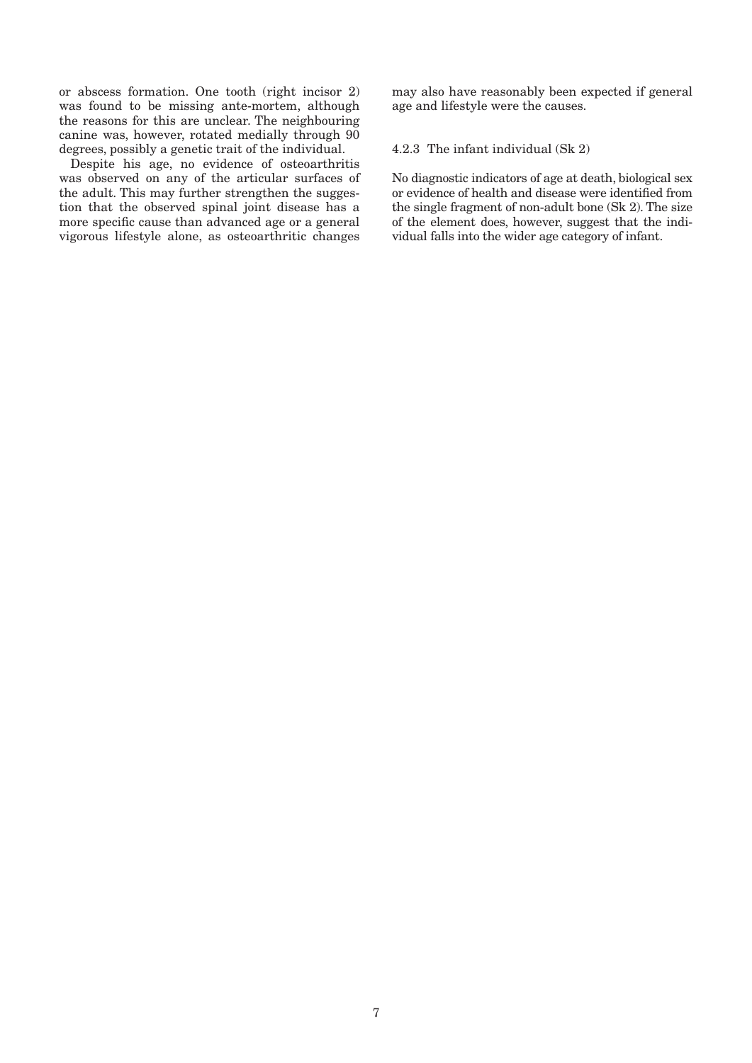or abscess formation. One tooth (right incisor 2) was found to be missing ante-mortem, although the reasons for this are unclear. The neighbouring canine was, however, rotated medially through 90 degrees, possibly a genetic trait of the individual.

Despite his age, no evidence of osteoarthritis was observed on any of the articular surfaces of the adult. This may further strengthen the suggestion that the observed spinal joint disease has a more specific cause than advanced age or a general vigorous lifestyle alone, as osteoarthritic changes may also have reasonably been expected if general age and lifestyle were the causes.

#### 4.2.3 The infant individual (Sk 2)

No diagnostic indicators of age at death, biological sex or evidence of health and disease were identified from the single fragment of non-adult bone (Sk 2). The size of the element does, however, suggest that the individual falls into the wider age category of infant.